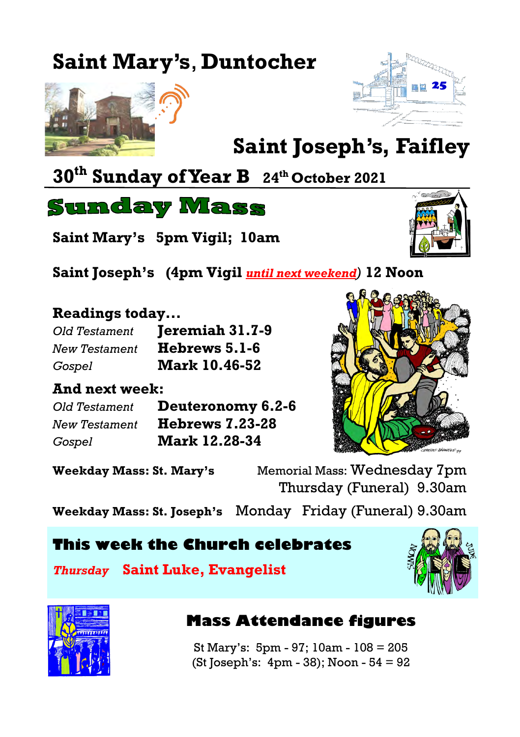# Saint Mary's, Duntocher

# Saint Joseph's, Faifley

## 30th Sunday of Year B   24th October 2021

## Sunday Mass

**Saint Mary's   5pm Vigil;  10am**

**Saint Joseph's   (4pm Vigil *until next weekend*) 12 Noon**

### Readings today...

| | |
|---|---|
| *Old Testament* | **Jeremiah 31.7-9** |
| *New Testament* | **Hebrews 5.1-6** |
| *Gospel* | **Mark 10.46-52** |

### And next week:

| | |
|---|---|
| *Old Testament* | **Deuteronomy 6.2-6** |
| *New Testament* | **Hebrews 7.23-28** |
| *Gospel* | **Mark 12.28-34** |

**Weekday Mass: St. Mary's**   Memorial Mass: Wednesday 7pm
Thursday (Funeral)  9.30am

**Weekday Mass: St. Joseph's**   Monday   Friday (Funeral) 9.30am

## This week the Church celebrates

***Thursday***   **Saint Luke, Evangelist**

## Mass Attendance figures

St Mary's:  5pm - 97; 10am - 108 = 205
(St Joseph's:  4pm - 38); Noon - 54 = 92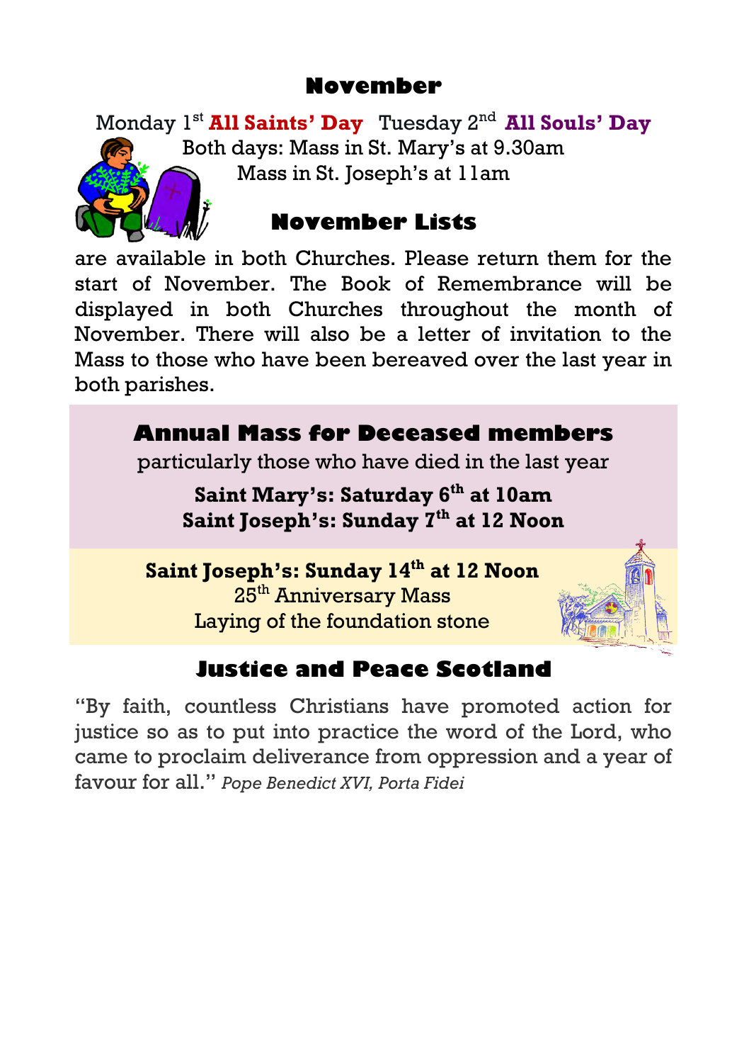## November

Monday 1st **All Saints' Day** Tuesday 2nd **All Souls' Day**

Both days: Mass in St. Mary's at 9.30am

Mass in St. Joseph's at 11am

## November Lists

are available in both Churches. Please return them for the start of November. The Book of Remembrance will be displayed in both Churches throughout the month of November. There will also be a letter of invitation to the Mass to those who have been bereaved over the last year in both parishes.

## Annual Mass for Deceased members

particularly those who have died in the last year

**Saint Mary's: Saturday 6th at 10am**
**Saint Joseph's: Sunday 7th at 12 Noon**

**Saint Joseph's: Sunday 14th at 12 Noon**

25th Anniversary Mass

Laying of the foundation stone

## Justice and Peace Scotland

"By faith, countless Christians have promoted action for justice so as to put into practice the word of the Lord, who came to proclaim deliverance from oppression and a year of favour for all." *Pope Benedict XVI, Porta Fidei*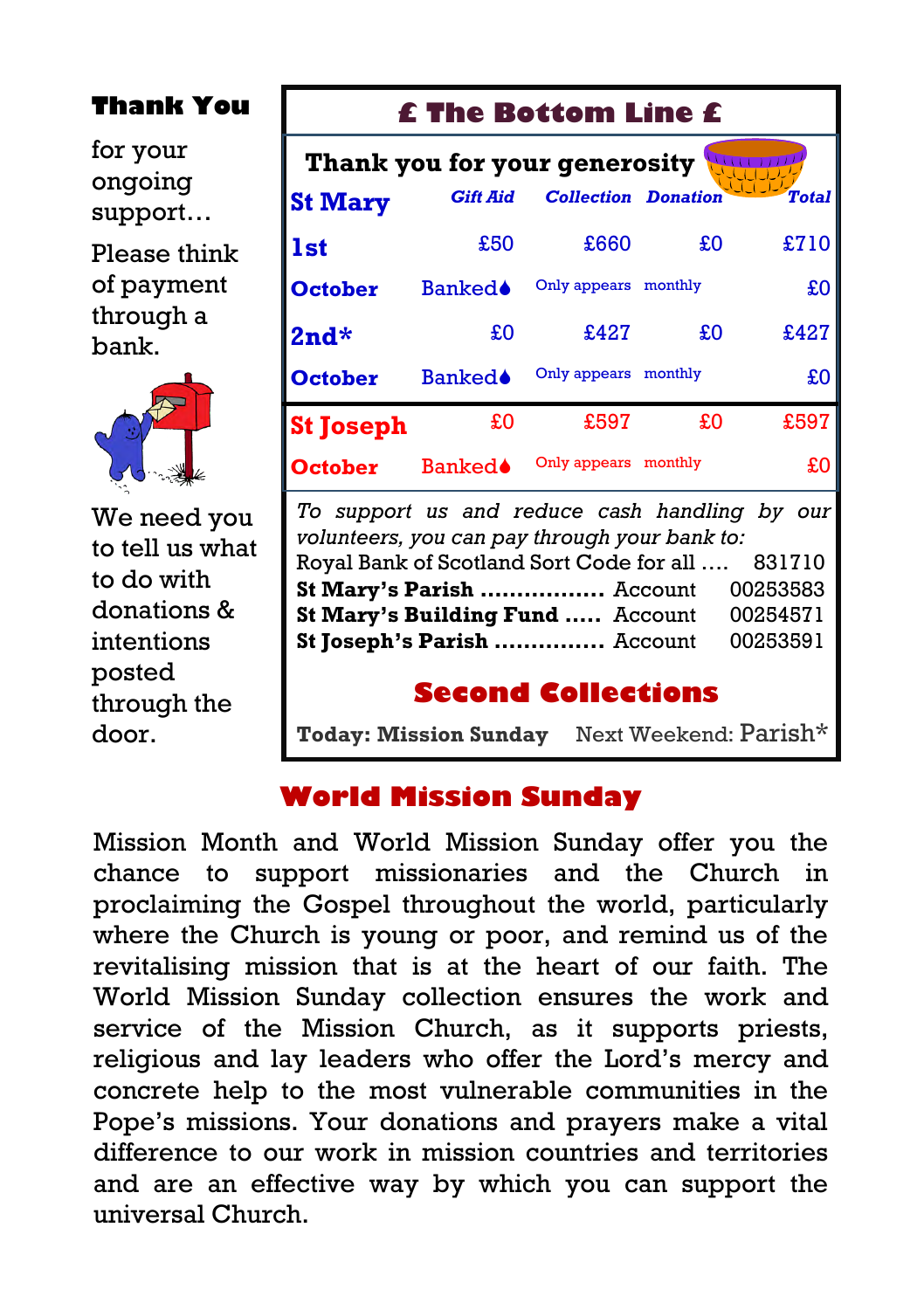**Thank You**

for your ongoing support…

Please think of payment through a bank.

We need you to tell us what to do with donations & intentions posted through the door.

## £ The Bottom Line £

**Thank you for your generosity**

| St Mary | Gift Aid | Collection | Donation | Total |
|---|---|---|---|---|
| **1st** | £50 | £660 | £0 | £710 |
| **October** | Banked♦ | Only appears | monthly | £0 |
| **2nd*** | £0 | £427 | £0 | £427 |
| **October** | Banked♦ | Only appears | monthly | £0 |
| **St Joseph** | £0 | £597 | £0 | £597 |
| **October** | Banked♦ | Only appears | monthly | £0 |

*To support us and reduce cash handling by our volunteers, you can pay through your bank to:*

Royal Bank of Scotland Sort Code for all …. 831710

**St Mary's Parish** ................ Account 00253583

**St Mary's Building Fund** ..... Account 00254571

**St Joseph's Parish** ............... Account 00253591

### Second Collections

**Today: Mission Sunday** Next Weekend: Parish*

## World Mission Sunday

Mission Month and World Mission Sunday offer you the chance to support missionaries and the Church in proclaiming the Gospel throughout the world, particularly where the Church is young or poor, and remind us of the revitalising mission that is at the heart of our faith. The World Mission Sunday collection ensures the work and service of the Mission Church, as it supports priests, religious and lay leaders who offer the Lord's mercy and concrete help to the most vulnerable communities in the Pope's missions. Your donations and prayers make a vital difference to our work in mission countries and territories and are an effective way by which you can support the universal Church.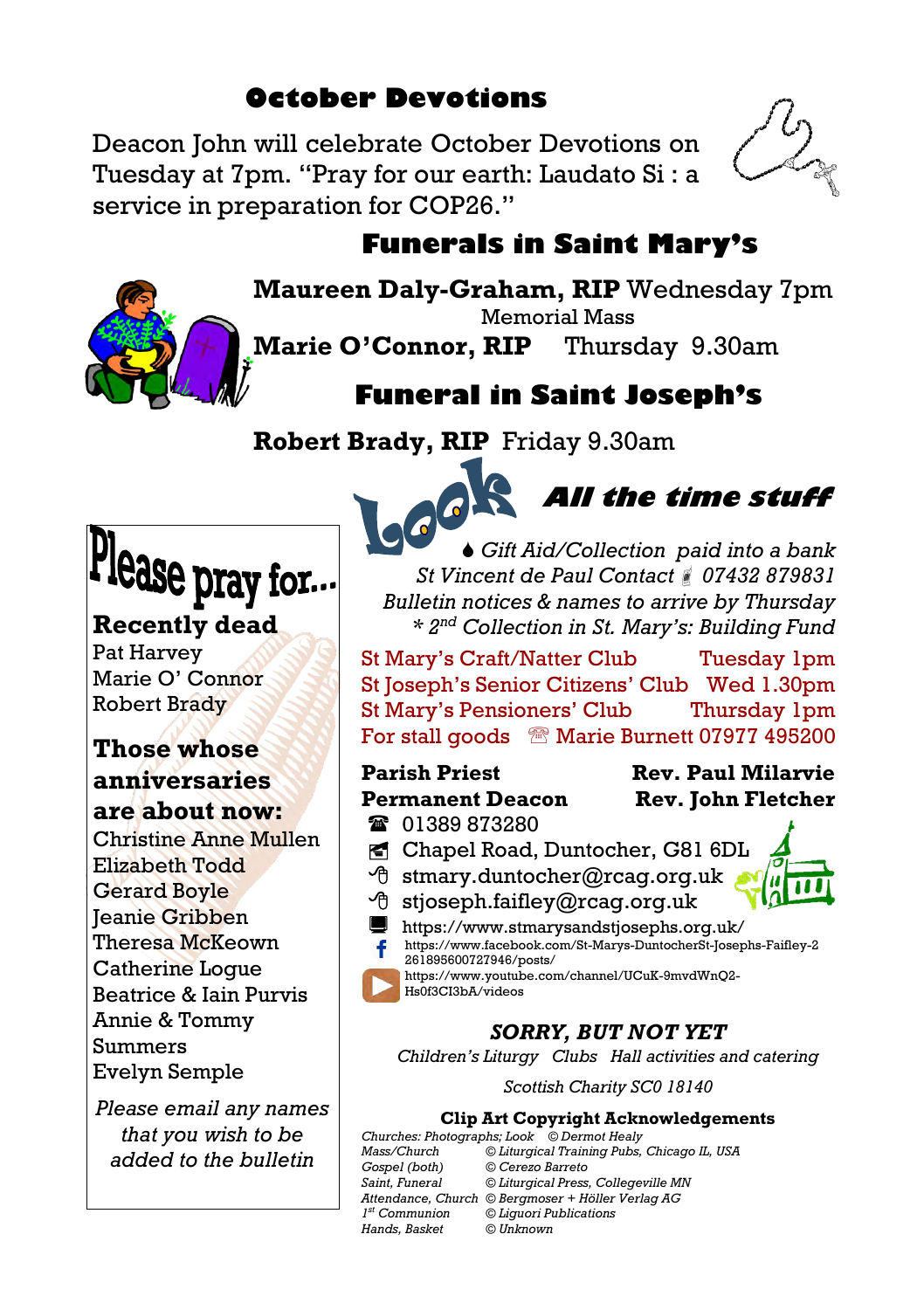## October Devotions

Deacon John will celebrate October Devotions on Tuesday at 7pm. "Pray for our earth: Laudato Si : a service in preparation for COP26."

## Funerals in Saint Mary's

**Maureen Daly-Graham, RIP** Wednesday 7pm
Memorial Mass

**Marie O'Connor, RIP** Thursday 9.30am

## Funeral in Saint Joseph's

**Robert Brady, RIP** Friday 9.30am

## Please pray for...

**Recently dead**

Pat Harvey
Marie O' Connor
Robert Brady

**Those whose anniversaries are about now:**

Christine Anne Mullen
Elizabeth Todd
Gerard Boyle
Jeanie Gribben
Theresa McKeown
Catherine Logue
Beatrice & Iain Purvis
Annie & Tommy Summers
Evelyn Semple

*Please email any names that you wish to be added to the bulletin*

## Look All the time stuff

*Gift Aid/Collection paid into a bank*
*St Vincent de Paul Contact 07432 879831*
*Bulletin notices & names to arrive by Thursday*
*\* 2nd Collection in St. Mary's: Building Fund*

St Mary's Craft/Natter Club Tuesday 1pm
St Joseph's Senior Citizens' Club Wed 1.30pm
St Mary's Pensioners' Club Thursday 1pm
For stall goods ☎ Marie Burnett 07977 495200

**Parish Priest** **Rev. Paul Milarvie**
**Permanent Deacon** **Rev. John Fletcher**

☎ 01389 873280
Chapel Road, Duntocher, G81 6DL
stmary.duntocher@rcag.org.uk
stjoseph.faifley@rcag.org.uk
https://www.stmarysandstjosephs.org.uk/
https://www.facebook.com/St-Marys-DuntocherSt-Josephs-Faifley-2261895600727946/posts/
https://www.youtube.com/channel/UCuK-9mvdWnQ2-Hs0f3CI3bA/videos

### *SORRY, BUT NOT YET*

*Children's Liturgy Clubs Hall activities and catering*

*Scottish Charity SC0 18140*

**Clip Art Copyright Acknowledgements**

| | |
|---|---|
| *Churches: Photographs; Look* | *© Dermot Healy* |
| *Mass/Church* | *© Liturgical Training Pubs, Chicago IL, USA* |
| *Gospel (both)* | *© Cerezo Barreto* |
| *Saint, Funeral* | *© Liturgical Press, Collegeville MN* |
| *Attendance, Church* | *© Bergmoser + Höller Verlag AG* |
| *1st Communion* | *© Liguori Publications* |
| *Hands, Basket* | *© Unknown* |